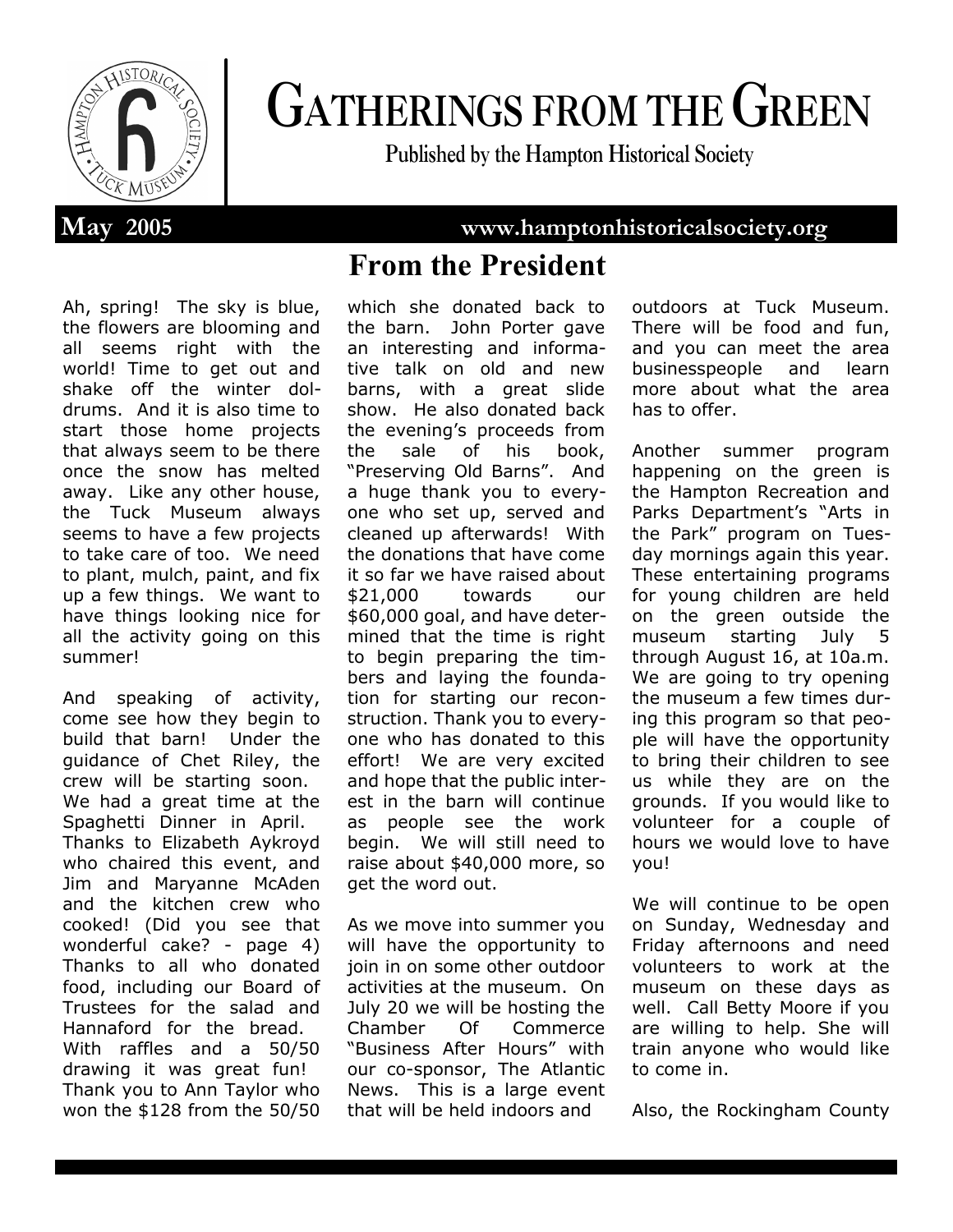# Gatherings from the Green

**Published by the Hampton Historical Society**

**May 2005** **www.hamptonhistoricalsociety.org**

## From the President

Ah, spring! The sky is blue, the flowers are blooming and all seems right with the world! Time to get out and shake off the winter doldrums. And it is also time to start those home projects that always seem to be there once the snow has melted away. Like any other house, the Tuck Museum always seems to have a few projects to take care of too. We need to plant, mulch, paint, and fix up a few things. We want to have things looking nice for all the activity going on this summer!

And speaking of activity, come see how they begin to build that barn! Under the guidance of Chet Riley, the crew will be starting soon. We had a great time at the Spaghetti Dinner in April. Thanks to Elizabeth Aykroyd who chaired this event, and Jim and Maryanne McAden and the kitchen crew who cooked! (Did you see that wonderful cake? - page 4) Thanks to all who donated food, including our Board of Trustees for the salad and Hannaford for the bread. With raffles and a 50/50 drawing it was great fun! Thank you to Ann Taylor who won the $128 from the 50/50 which she donated back to the barn. John Porter gave an interesting and informative talk on old and new barns, with a great slide show. He also donated back the evening's proceeds from the sale of his book, "Preserving Old Barns". And a huge thank you to everyone who set up, served and cleaned up afterwards! With the donations that have come it so far we have raised about $21,000 towards our $60,000 goal, and have determined that the time is right to begin preparing the timbers and laying the foundation for starting our reconstruction. Thank you to everyone who has donated to this effort! We are very excited and hope that the public interest in the barn will continue as people see the work begin. We will still need to raise about $40,000 more, so get the word out.

As we move into summer you will have the opportunity to join in on some other outdoor activities at the museum. On July 20 we will be hosting the Chamber Of Commerce "Business After Hours" with our co-sponsor, The Atlantic News. This is a large event that will be held indoors and outdoors at Tuck Museum. There will be food and fun, and you can meet the area businesspeople and learn more about what the area has to offer.

Another summer program happening on the green is the Hampton Recreation and Parks Department's "Arts in the Park" program on Tuesday mornings again this year. These entertaining programs for young children are held on the green outside the museum starting July 5 through August 16, at 10a.m. We are going to try opening the museum a few times during this program so that people will have the opportunity to bring their children to see us while they are on the grounds. If you would like to volunteer for a couple of hours we would love to have you!

We will continue to be open on Sunday, Wednesday and Friday afternoons and need volunteers to work at the museum on these days as well. Call Betty Moore if you are willing to help. She will train anyone who would like to come in.

Also, the Rockingham County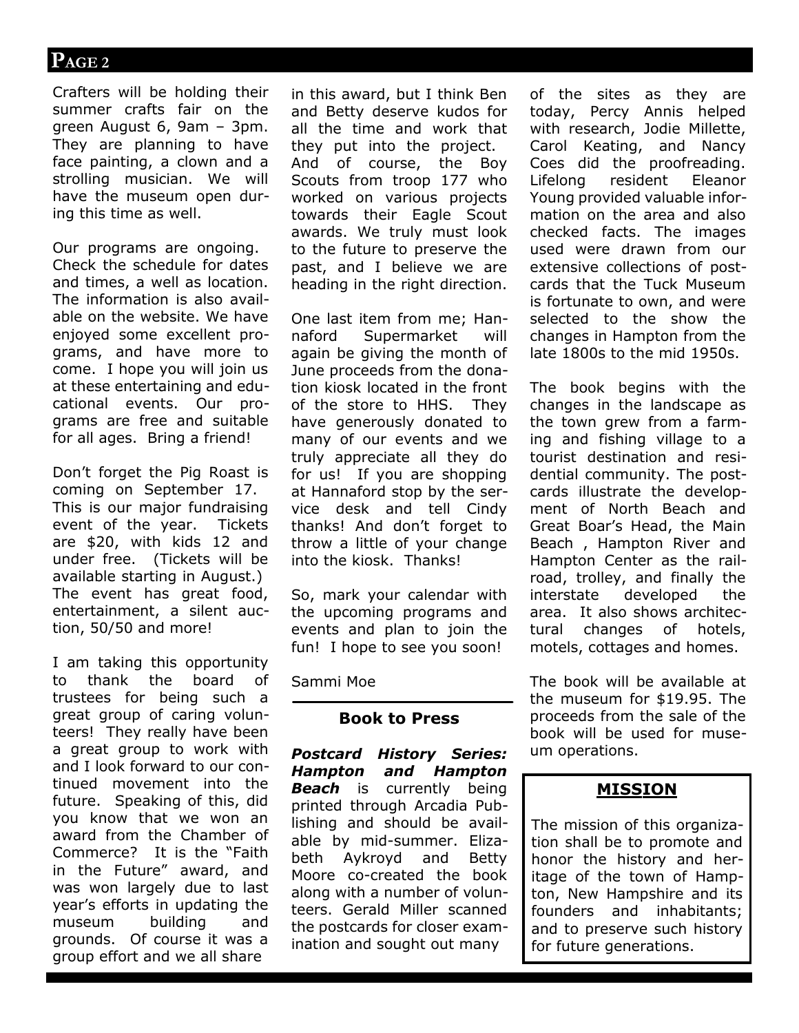Crafters will be holding their summer crafts fair on the green August 6, 9am – 3pm. They are planning to have face painting, a clown and a strolling musician. We will have the museum open during this time as well.

Our programs are ongoing. Check the schedule for dates and times, a well as location. The information is also available on the website. We have enjoyed some excellent programs, and have more to come. I hope you will join us at these entertaining and educational events. Our programs are free and suitable for all ages. Bring a friend!

Don't forget the Pig Roast is coming on September 17. This is our major fundraising event of the year. Tickets are $20, with kids 12 and under free. (Tickets will be available starting in August.) The event has great food, entertainment, a silent auction, 50/50 and more!

I am taking this opportunity to thank the board of trustees for being such a great group of caring volunteers! They really have been a great group to work with and I look forward to our continued movement into the future. Speaking of this, did you know that we won an award from the Chamber of Commerce? It is the "Faith in the Future" award, and was won largely due to last year's efforts in updating the museum building and grounds. Of course it was a group effort and we all share in this award, but I think Ben and Betty deserve kudos for all the time and work that they put into the project. And of course, the Boy Scouts from troop 177 who worked on various projects towards their Eagle Scout awards. We truly must look to the future to preserve the past, and I believe we are heading in the right direction.

One last item from me; Hannaford Supermarket will again be giving the month of June proceeds from the donation kiosk located in the front of the store to HHS. They have generously donated to many of our events and we truly appreciate all they do for us! If you are shopping at Hannaford stop by the service desk and tell Cindy thanks! And don't forget to throw a little of your change into the kiosk. Thanks!

So, mark your calendar with the upcoming programs and events and plan to join the fun! I hope to see you soon!

Sammi Moe

## Book to Press

***Postcard History Series: Hampton and Hampton Beach*** is currently being printed through Arcadia Publishing and should be available by mid-summer. Elizabeth Aykroyd and Betty Moore co-created the book along with a number of volunteers. Gerald Miller scanned the postcards for closer examination and sought out many of the sites as they are today, Percy Annis helped with research, Jodie Millette, Carol Keating, and Nancy Coes did the proofreading. Lifelong resident Eleanor Young provided valuable information on the area and also checked facts. The images used were drawn from our extensive collections of postcards that the Tuck Museum is fortunate to own, and were selected to the show the changes in Hampton from the late 1800s to the mid 1950s.

The book begins with the changes in the landscape as the town grew from a farming and fishing village to a tourist destination and residential community. The postcards illustrate the development of North Beach and Great Boar's Head, the Main Beach , Hampton River and Hampton Center as the railroad, trolley, and finally the interstate developed the area. It also shows architectural changes of hotels, motels, cottages and homes.

The book will be available at the museum for $19.95. The proceeds from the sale of the book will be used for museum operations.

## MISSION

The mission of this organization shall be to promote and honor the history and heritage of the town of Hampton, New Hampshire and its founders and inhabitants; and to preserve such history for future generations.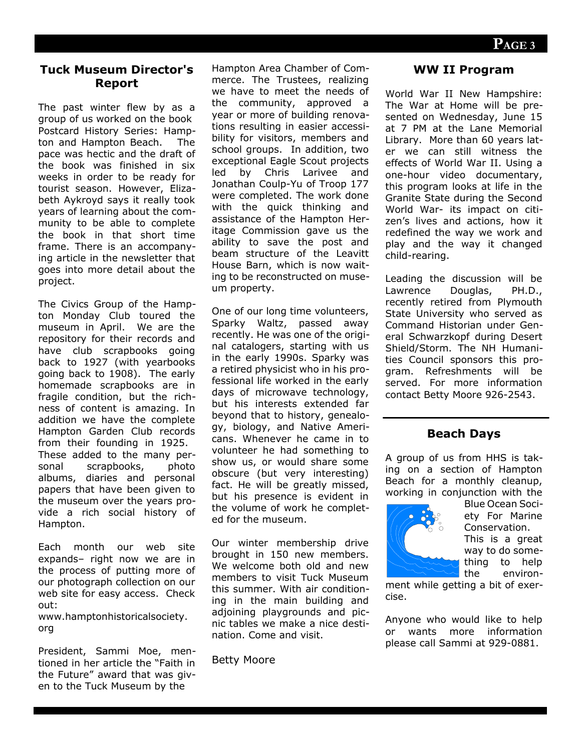## Tuck Museum Director's Report

The past winter flew by as a group of us worked on the book Postcard History Series: Hampton and Hampton Beach. The pace was hectic and the draft of the book was finished in six weeks in order to be ready for tourist season. However, Elizabeth Aykroyd says it really took years of learning about the community to be able to complete the book in that short time frame. There is an accompanying article in the newsletter that goes into more detail about the project.

The Civics Group of the Hampton Monday Club toured the museum in April. We are the repository for their records and have club scrapbooks going back to 1927 (with yearbooks going back to 1908). The early homemade scrapbooks are in fragile condition, but the richness of content is amazing. In addition we have the complete Hampton Garden Club records from their founding in 1925. These added to the many personal scrapbooks, photo albums, diaries and personal papers that have been given to the museum over the years provide a rich social history of Hampton.

Each month our web site expands– right now we are in the process of putting more of our photograph collection on our web site for easy access. Check out:
www.hamptonhistoricalsociety.org

President, Sammi Moe, mentioned in her article the "Faith in the Future" award that was given to the Tuck Museum by the Hampton Area Chamber of Commerce. The Trustees, realizing we have to meet the needs of the community, approved a year or more of building renovations resulting in easier accessibility for visitors, members and school groups. In addition, two exceptional Eagle Scout projects led by Chris Larivee and Jonathan Coulp-Yu of Troop 177 were completed. The work done with the quick thinking and assistance of the Hampton Heritage Commission gave us the ability to save the post and beam structure of the Leavitt House Barn, which is now waiting to be reconstructed on museum property.

One of our long time volunteers, Sparky Waltz, passed away recently. He was one of the original catalogers, starting with us in the early 1990s. Sparky was a retired physicist who in his professional life worked in the early days of microwave technology, but his interests extended far beyond that to history, genealogy, biology, and Native Americans. Whenever he came in to volunteer he had something to show us, or would share some obscure (but very interesting) fact. He will be greatly missed, but his presence is evident in the volume of work he completed for the museum.

Our winter membership drive brought in 150 new members. We welcome both old and new members to visit Tuck Museum this summer. With air conditioning in the main building and adjoining playgrounds and picnic tables we make a nice destination. Come and visit.

Betty Moore

## WW II Program

World War II New Hampshire: The War at Home will be presented on Wednesday, June 15 at 7 PM at the Lane Memorial Library. More than 60 years later we can still witness the effects of World War II. Using a one-hour video documentary, this program looks at life in the Granite State during the Second World War- its impact on citizen's lives and actions, how it redefined the way we work and play and the way it changed child-rearing.

Leading the discussion will be Lawrence Douglas, PH.D., recently retired from Plymouth State University who served as Command Historian under General Schwarzkopf during Desert Shield/Storm. The NH Humanities Council sponsors this program. Refreshments will be served. For more information contact Betty Moore 926-2543.

## Beach Days

A group of us from HHS is taking on a section of Hampton Beach for a monthly cleanup, working in conjunction with the Blue Ocean Society For Marine Conservation. This is a great way to do something to help the environment while getting a bit of exercise.

Anyone who would like to help or wants more information please call Sammi at 929-0881.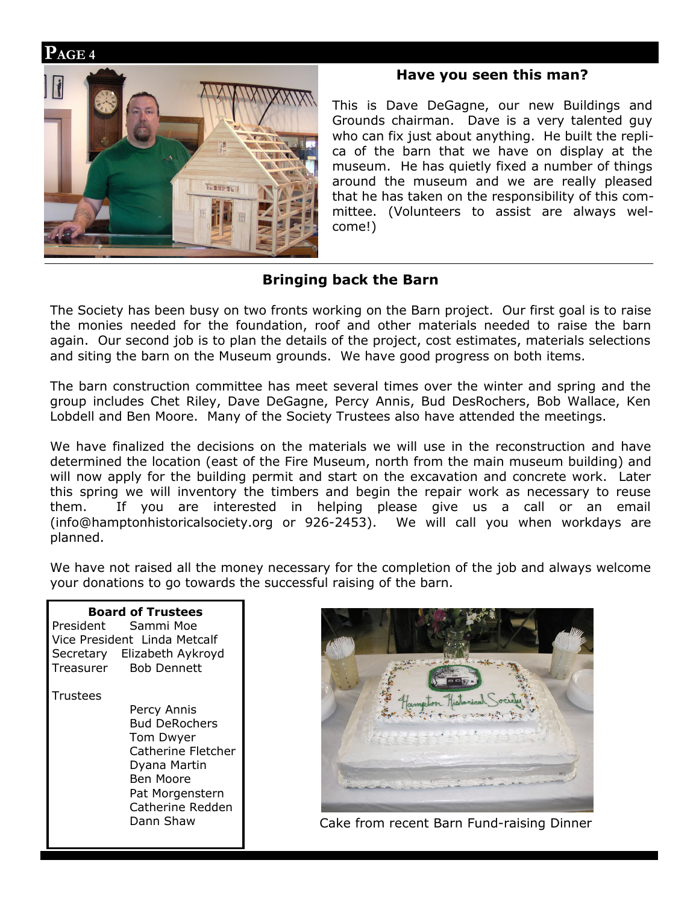## Have you seen this man?

This is Dave DeGagne, our new Buildings and Grounds chairman. Dave is a very talented guy who can fix just about anything. He built the replica of the barn that we have on display at the museum. He has quietly fixed a number of things around the museum and we are really pleased that he has taken on the responsibility of this committee. (Volunteers to assist are always welcome!)

## Bringing back the Barn

The Society has been busy on two fronts working on the Barn project. Our first goal is to raise the monies needed for the foundation, roof and other materials needed to raise the barn again. Our second job is to plan the details of the project, cost estimates, materials selections and siting the barn on the Museum grounds. We have good progress on both items.

The barn construction committee has meet several times over the winter and spring and the group includes Chet Riley, Dave DeGagne, Percy Annis, Bud DesRochers, Bob Wallace, Ken Lobdell and Ben Moore. Many of the Society Trustees also have attended the meetings.

We have finalized the decisions on the materials we will use in the reconstruction and have determined the location (east of the Fire Museum, north from the main museum building) and will now apply for the building permit and start on the excavation and concrete work. Later this spring we will inventory the timbers and begin the repair work as necessary to reuse them. If you are interested in helping please give us a call or an email (info@hamptonhistoricalsociety.org or 926-2453). We will call you when workdays are planned.

We have not raised all the money necessary for the completion of the job and always welcome your donations to go towards the successful raising of the barn.

**Board of Trustees**

President Sammi Moe
Vice President Linda Metcalf
Secretary Elizabeth Aykroyd
Treasurer Bob Dennett

Trustees

- Percy Annis
- Bud DeRochers
- Tom Dwyer
- Catherine Fletcher
- Dyana Martin
- Ben Moore
- Pat Morgenstern
- Catherine Redden
- Dann Shaw

Cake from recent Barn Fund-raising Dinner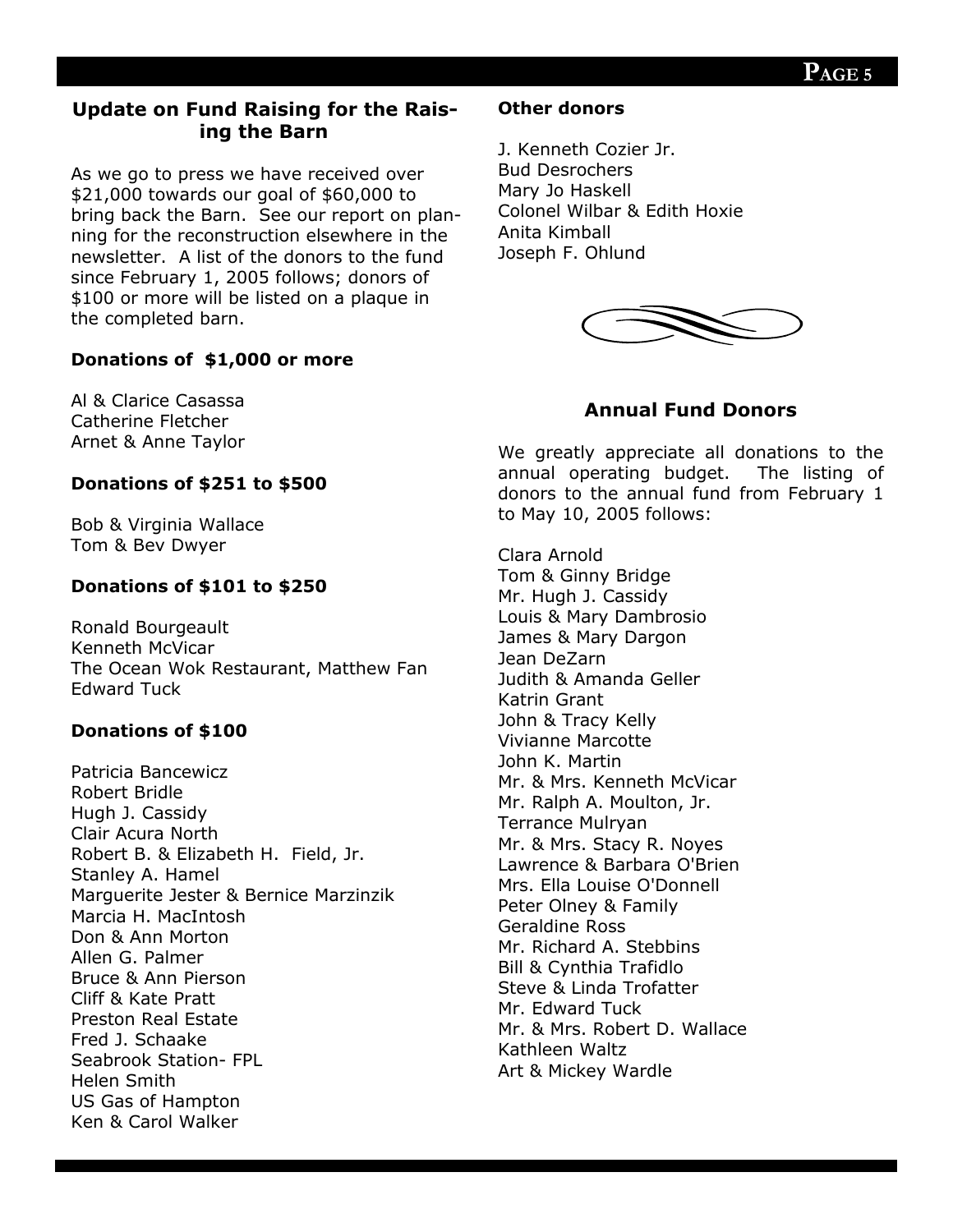## Update on Fund Raising for the Raising the Barn

As we go to press we have received over $21,000 towards our goal of $60,000 to bring back the Barn. See our report on planning for the reconstruction elsewhere in the newsletter. A list of the donors to the fund since February 1, 2005 follows; donors of $100 or more will be listed on a plaque in the completed barn.

### Donations of $1,000 or more

Al & Clarice Casassa
Catherine Fletcher
Arnet & Anne Taylor

### Donations of $251 to $500

Bob & Virginia Wallace
Tom & Bev Dwyer

### Donations of $101 to $250

Ronald Bourgeault
Kenneth McVicar
The Ocean Wok Restaurant, Matthew Fan
Edward Tuck

### Donations of $100

Patricia Bancewicz
Robert Bridle
Hugh J. Cassidy
Clair Acura North
Robert B. & Elizabeth H. Field, Jr.
Stanley A. Hamel
Marguerite Jester & Bernice Marzinzik
Marcia H. MacIntosh
Don & Ann Morton
Allen G. Palmer
Bruce & Ann Pierson
Cliff & Kate Pratt
Preston Real Estate
Fred J. Schaake
Seabrook Station- FPL
Helen Smith
US Gas of Hampton
Ken & Carol Walker

### Other donors

J. Kenneth Cozier Jr.
Bud Desrochers
Mary Jo Haskell
Colonel Wilbar & Edith Hoxie
Anita Kimball
Joseph F. Ohlund

## Annual Fund Donors

We greatly appreciate all donations to the annual operating budget. The listing of donors to the annual fund from February 1 to May 10, 2005 follows:

Clara Arnold
Tom & Ginny Bridge
Mr. Hugh J. Cassidy
Louis & Mary Dambrosio
James & Mary Dargon
Jean DeZarn
Judith & Amanda Geller
Katrin Grant
John & Tracy Kelly
Vivianne Marcotte
John K. Martin
Mr. & Mrs. Kenneth McVicar
Mr. Ralph A. Moulton, Jr.
Terrance Mulryan
Mr. & Mrs. Stacy R. Noyes
Lawrence & Barbara O'Brien
Mrs. Ella Louise O'Donnell
Peter Olney & Family
Geraldine Ross
Mr. Richard A. Stebbins
Bill & Cynthia Trafidlo
Steve & Linda Trofatter
Mr. Edward Tuck
Mr. & Mrs. Robert D. Wallace
Kathleen Waltz
Art & Mickey Wardle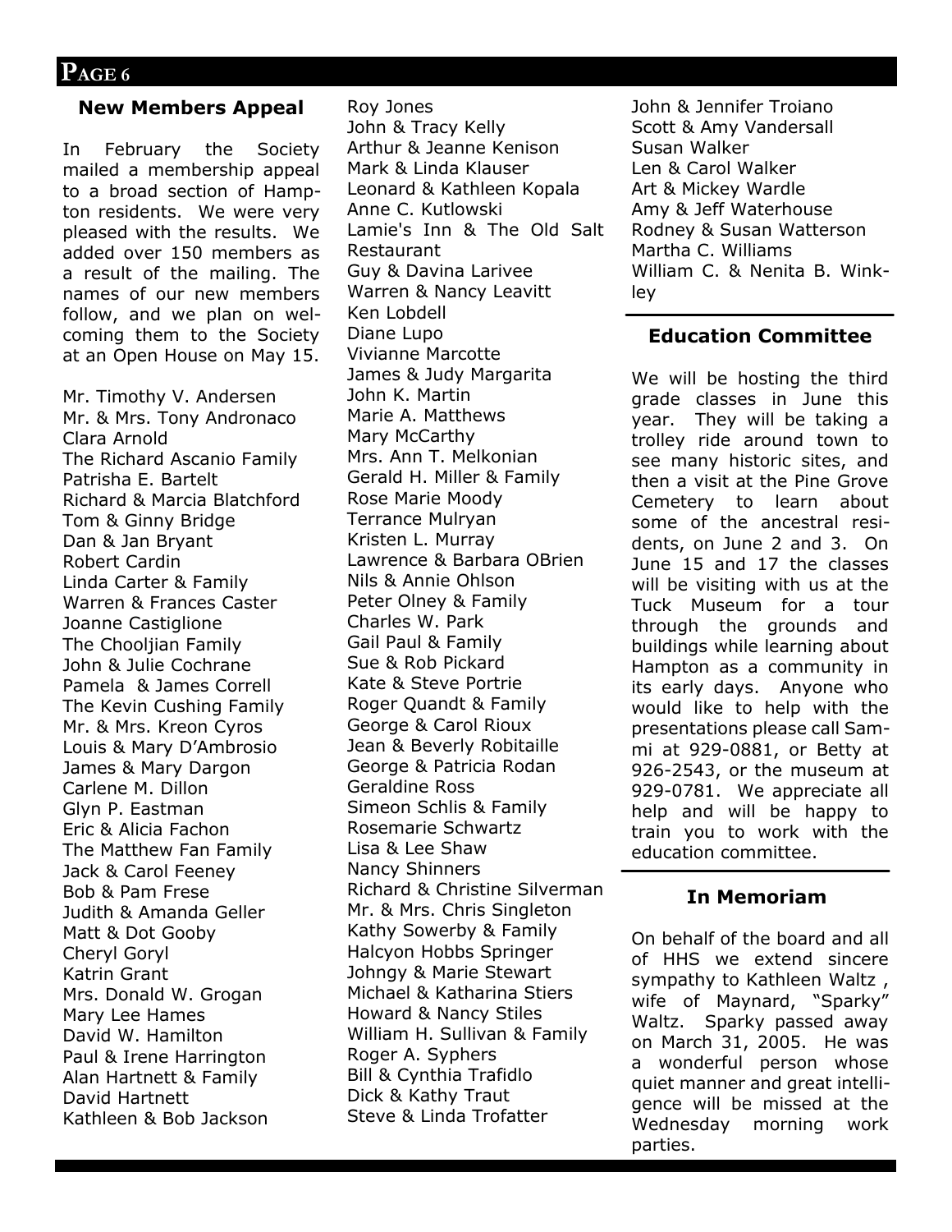## New Members Appeal

In February the Society mailed a membership appeal to a broad section of Hampton residents. We were very pleased with the results. We added over 150 members as a result of the mailing. The names of our new members follow, and we plan on welcoming them to the Society at an Open House on May 15.

Mr. Timothy V. Andersen
Mr. & Mrs. Tony Andronaco
Clara Arnold
The Richard Ascanio Family
Patrisha E. Bartelt
Richard & Marcia Blatchford
Tom & Ginny Bridge
Dan & Jan Bryant
Robert Cardin
Linda Carter & Family
Warren & Frances Caster
Joanne Castiglione
The Chooljian Family
John & Julie Cochrane
Pamela & James Correll
The Kevin Cushing Family
Mr. & Mrs. Kreon Cyros
Louis & Mary D'Ambrosio
James & Mary Dargon
Carlene M. Dillon
Glyn P. Eastman
Eric & Alicia Fachon
The Matthew Fan Family
Jack & Carol Feeney
Bob & Pam Frese
Judith & Amanda Geller
Matt & Dot Gooby
Cheryl Goryl
Katrin Grant
Mrs. Donald W. Grogan
Mary Lee Hames
David W. Hamilton
Paul & Irene Harrington
Alan Hartnett & Family
David Hartnett
Kathleen & Bob Jackson
Roy Jones
John & Tracy Kelly
Arthur & Jeanne Kenison
Mark & Linda Klauser
Leonard & Kathleen Kopala
Anne C. Kutlowski
Lamie's Inn & The Old Salt Restaurant
Guy & Davina Larivee
Warren & Nancy Leavitt
Ken Lobdell
Diane Lupo
Vivianne Marcotte
James & Judy Margarita
John K. Martin
Marie A. Matthews
Mary McCarthy
Mrs. Ann T. Melkonian
Gerald H. Miller & Family
Rose Marie Moody
Terrance Mulryan
Kristen L. Murray
Lawrence & Barbara OBrien
Nils & Annie Ohlson
Peter Olney & Family
Charles W. Park
Gail Paul & Family
Sue & Rob Pickard
Kate & Steve Portrie
Roger Quandt & Family
George & Carol Rioux
Jean & Beverly Robitaille
George & Patricia Rodan
Geraldine Ross
Simeon Schlis & Family
Rosemarie Schwartz
Lisa & Lee Shaw
Nancy Shinners
Richard & Christine Silverman
Mr. & Mrs. Chris Singleton
Kathy Sowerby & Family
Halcyon Hobbs Springer
Johngy & Marie Stewart
Michael & Katharina Stiers
Howard & Nancy Stiles
William H. Sullivan & Family
Roger A. Syphers
Bill & Cynthia Trafidlo
Dick & Kathy Traut
Steve & Linda Trofatter
John & Jennifer Troiano
Scott & Amy Vandersall
Susan Walker
Len & Carol Walker
Art & Mickey Wardle
Amy & Jeff Waterhouse
Rodney & Susan Watterson
Martha C. Williams
William C. & Nenita B. Winkley

## Education Committee

We will be hosting the third grade classes in June this year. They will be taking a trolley ride around town to see many historic sites, and then a visit at the Pine Grove Cemetery to learn about some of the ancestral residents, on June 2 and 3. On June 15 and 17 the classes will be visiting with us at the Tuck Museum for a tour through the grounds and buildings while learning about Hampton as a community in its early days. Anyone who would like to help with the presentations please call Sammi at 929-0881, or Betty at 926-2543, or the museum at 929-0781. We appreciate all help and will be happy to train you to work with the education committee.

## In Memoriam

On behalf of the board and all of HHS we extend sincere sympathy to Kathleen Waltz , wife of Maynard, "Sparky" Waltz. Sparky passed away on March 31, 2005. He was a wonderful person whose quiet manner and great intelligence will be missed at the Wednesday morning work parties.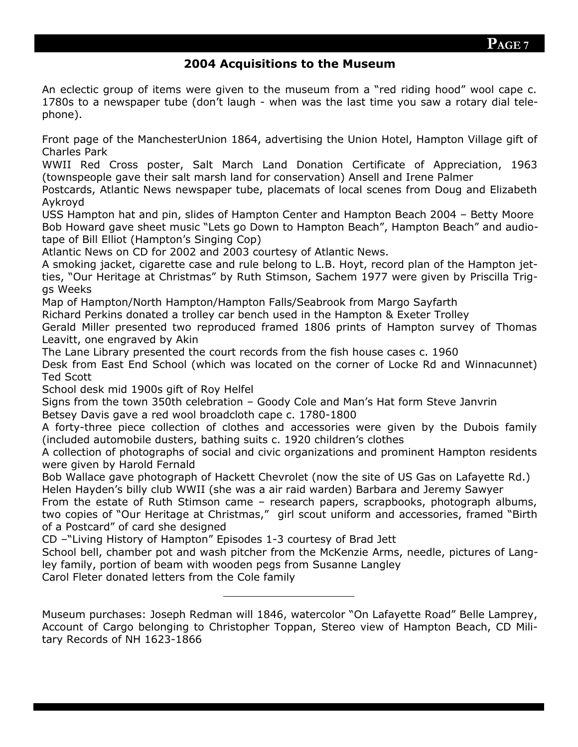## 2004 Acquisitions to the Museum

An eclectic group of items were given to the museum from a "red riding hood" wool cape c. 1780s to a newspaper tube (don't laugh - when was the last time you saw a rotary dial telephone).

Front page of the ManchesterUnion 1864, advertising the Union Hotel, Hampton Village gift of Charles Park
WWII Red Cross poster, Salt March Land Donation Certificate of Appreciation, 1963 (townspeople gave their salt marsh land for conservation) Ansell and Irene Palmer
Postcards, Atlantic News newspaper tube, placemats of local scenes from Doug and Elizabeth Aykroyd
USS Hampton hat and pin, slides of Hampton Center and Hampton Beach 2004 – Betty Moore
Bob Howard gave sheet music "Lets go Down to Hampton Beach", Hampton Beach" and audiotape of Bill Elliot (Hampton's Singing Cop)
Atlantic News on CD for 2002 and 2003 courtesy of Atlantic News.
A smoking jacket, cigarette case and rule belong to L.B. Hoyt, record plan of the Hampton jetties, "Our Heritage at Christmas" by Ruth Stimson, Sachem 1977 were given by Priscilla Triggs Weeks
Map of Hampton/North Hampton/Hampton Falls/Seabrook from Margo Sayfarth
Richard Perkins donated a trolley car bench used in the Hampton & Exeter Trolley
Gerald Miller presented two reproduced framed 1806 prints of Hampton survey of Thomas Leavitt, one engraved by Akin
The Lane Library presented the court records from the fish house cases c. 1960
Desk from East End School (which was located on the corner of Locke Rd and Winnacunnet) Ted Scott
School desk mid 1900s gift of Roy Helfel
Signs from the town 350th celebration – Goody Cole and Man's Hat form Steve Janvrin
Betsey Davis gave a red wool broadcloth cape c. 1780-1800
A forty-three piece collection of clothes and accessories were given by the Dubois family (included automobile dusters, bathing suits c. 1920 children's clothes
A collection of photographs of social and civic organizations and prominent Hampton residents were given by Harold Fernald
Bob Wallace gave photograph of Hackett Chevrolet (now the site of US Gas on Lafayette Rd.)
Helen Hayden's billy club WWII (she was a air raid warden) Barbara and Jeremy Sawyer
From the estate of Ruth Stimson came – research papers, scrapbooks, photograph albums, two copies of "Our Heritage at Christmas," girl scout uniform and accessories, framed "Birth of a Postcard" of card she designed
CD –"Living History of Hampton" Episodes 1-3 courtesy of Brad Jett
School bell, chamber pot and wash pitcher from the McKenzie Arms, needle, pictures of Langley family, portion of beam with wooden pegs from Susanne Langley
Carol Fleter donated letters from the Cole family

---

Museum purchases: Joseph Redman will 1846, watercolor "On Lafayette Road" Belle Lamprey, Account of Cargo belonging to Christopher Toppan, Stereo view of Hampton Beach, CD Military Records of NH 1623-1866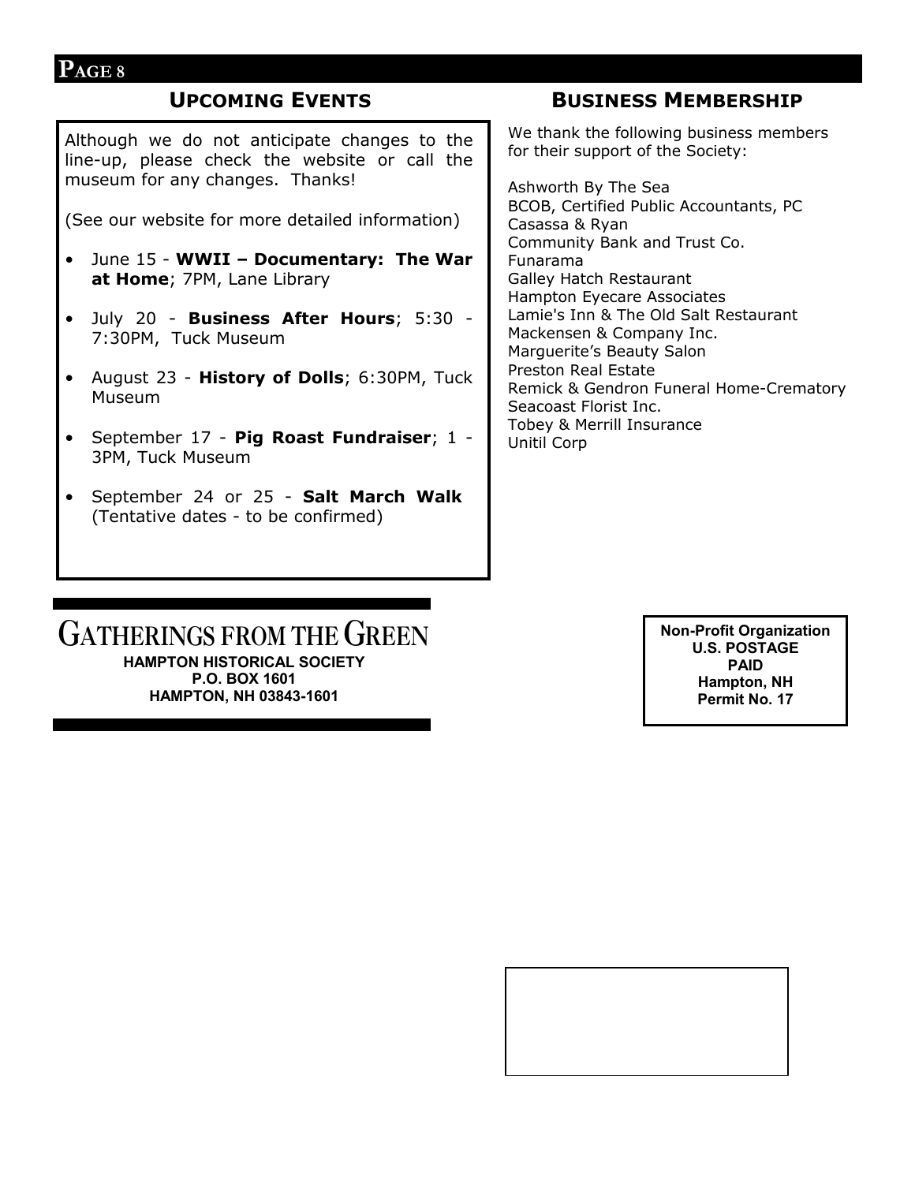## UPCOMING EVENTS

Although we do not anticipate changes to the line-up, please check the website or call the museum for any changes. Thanks!

(See our website for more detailed information)

- June 15 - **WWII – Documentary: The War at Home**; 7PM, Lane Library
- July 20 - **Business After Hours**; 5:30 - 7:30PM, Tuck Museum
- August 23 - **History of Dolls**; 6:30PM, Tuck Museum
- September 17 - **Pig Roast Fundraiser**; 1 - 3PM, Tuck Museum
- September 24 or 25 - **Salt March Walk** (Tentative dates - to be confirmed)

## BUSINESS MEMBERSHIP

We thank the following business members for their support of the Society:

Ashworth By The Sea
BCOB, Certified Public Accountants, PC
Casassa & Ryan
Community Bank and Trust Co.
Funarama
Galley Hatch Restaurant
Hampton Eyecare Associates
Lamie's Inn & The Old Salt Restaurant
Mackensen & Company Inc.
Marguerite's Beauty Salon
Preston Real Estate
Remick & Gendron Funeral Home-Crematory
Seacoast Florist Inc.
Tobey & Merrill Insurance
Unitil Corp

# GATHERINGS FROM THE GREEN

**HAMPTON HISTORICAL SOCIETY**
**P.O. BOX 1601**
**HAMPTON, NH 03843-1601**

**Non-Profit Organization**
**U.S. POSTAGE**
**PAID**
**Hampton, NH**
**Permit No. 17**